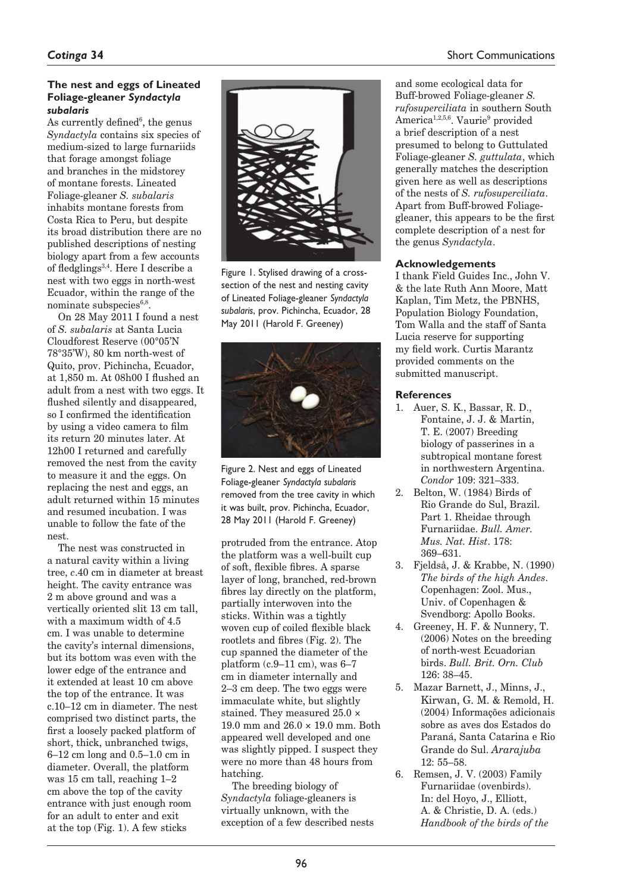## The nest and eggs of Lineated Foliage-gleaner *Syndactyla subalaris*

As currently defined[6], the genus *Syndactyla* contains six species of medium-sized to large furnariids that forage amongst foliage and branches in the midstorey of montane forests. Lineated Foliage-gleaner *S. subalaris* inhabits montane forests from Costa Rica to Peru, but despite its broad distribution there are no published descriptions of nesting biology apart from a few accounts of fledglings[3,4]. Here I describe a nest with two eggs in north-west Ecuador, within the range of the nominate subspecies[6,8].

On 28 May 2011 I found a nest of *S. subalaris* at Santa Lucia Cloudforest Reserve (00°05'N 78°35'W), 80 km north-west of Quito, prov. Pichincha, Ecuador, at 1,850 m. At 08h00 I flushed an adult from a nest with two eggs. It flushed silently and disappeared, so I confirmed the identification by using a video camera to film its return 20 minutes later. At 12h00 I returned and carefully removed the nest from the cavity to measure it and the eggs. On replacing the nest and eggs, an adult returned within 15 minutes and resumed incubation. I was unable to follow the fate of the nest.

The nest was constructed in a natural cavity within a living tree, *c.*40 cm in diameter at breast height. The cavity entrance was 2 m above ground and was a vertically oriented slit 13 cm tall, with a maximum width of 4.5 cm. I was unable to determine the cavity's internal dimensions, but its bottom was even with the lower edge of the entrance and it extended at least 10 cm above the top of the entrance. It was c.10–12 cm in diameter. The nest comprised two distinct parts, the first a loosely packed platform of short, thick, unbranched twigs, 6–12 cm long and 0.5–1.0 cm in diameter. Overall, the platform was 15 cm tall, reaching 1–2 cm above the top of the cavity entrance with just enough room for an adult to enter and exit at the top (Fig. 1). A few sticks protruded from the entrance. Atop the platform was a well-built cup of soft, flexible fibres. A sparse layer of long, branched, red-brown fibres lay directly on the platform, partially interwoven into the sticks. Within was a tightly woven cup of coiled flexible black rootlets and fibres (Fig. 2). The cup spanned the diameter of the platform (c.9–11 cm), was 6–7 cm in diameter internally and 2–3 cm deep. The two eggs were immaculate white, but slightly stained. They measured 25.0 × 19.0 mm and 26.0 × 19.0 mm. Both appeared well developed and one was slightly pipped. I suspect they were no more than 48 hours from hatching.

Figure 1. Stylised drawing of a cross-section of the nest and nesting cavity of Lineated Foliage-gleaner *Syndactyla subalaris*, prov. Pichincha, Ecuador, 28 May 2011 (Harold F. Greeney)

Figure 2. Nest and eggs of Lineated Foliage-gleaner *Syndactyla subalaris* removed from the tree cavity in which it was built, prov. Pichincha, Ecuador, 28 May 2011 (Harold F. Greeney)

The breeding biology of *Syndactyla* foliage-gleaners is virtually unknown, with the exception of a few described nests and some ecological data for Buff-browed Foliage-gleaner *S. rufosuperciliata* in southern South America[1,2,5,6]. Vaurie[9] provided a brief description of a nest presumed to belong to Guttulated Foliage-gleaner *S. guttulata*, which generally matches the description given here as well as descriptions of the nests of *S. rufosuperciliata*. Apart from Buff-browed Foliage-gleaner, this appears to be the first complete description of a nest for the genus *Syndactyla*.

### Acknowledgements

I thank Field Guides Inc., John V. & the late Ruth Ann Moore, Matt Kaplan, Tim Metz, the PBNHS, Population Biology Foundation, Tom Walla and the staff of Santa Lucia reserve for supporting my field work. Curtis Marantz provided comments on the submitted manuscript.

### References

1. Auer, S. K., Bassar, R. D., Fontaine, J. J. & Martin, T. E. (2007) Breeding biology of passerines in a subtropical montane forest in northwestern Argentina. *Condor* 109: 321–333.
2. Belton, W. (1984) Birds of Rio Grande do Sul, Brazil. Part 1. Rheidae through Furnariidae. *Bull. Amer. Mus. Nat. Hist*. 178: 369–631.
3. Fjeldså, J. & Krabbe, N. (1990) *The birds of the high Andes*. Copenhagen: Zool. Mus., Univ. of Copenhagen & Svendborg: Apollo Books.
4. Greeney, H. F. & Nunnery, T. (2006) Notes on the breeding of north-west Ecuadorian birds. *Bull. Brit. Orn. Club* 126: 38–45.
5. Mazar Barnett, J., Minns, J., Kirwan, G. M. & Remold, H. (2004) Informações adicionais sobre as aves dos Estados do Paraná, Santa Catarina e Rio Grande do Sul. *Ararajuba* 12: 55–58.
6. Remsen, J. V. (2003) Family Furnariidae (ovenbirds). In: del Hoyo, J., Elliott, A. & Christie, D. A. (eds.) *Handbook of the birds of the*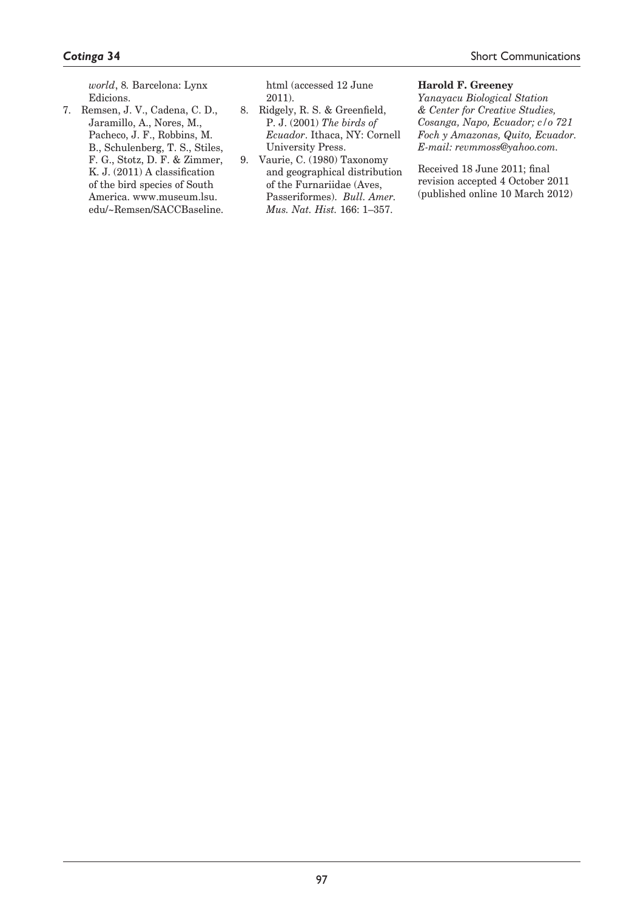*world*, 8. Barcelona: Lynx Edicions.

7. Remsen, J. V., Cadena, C. D., Jaramillo, A., Nores, M., Pacheco, J. F., Robbins, M. B., Schulenberg, T. S., Stiles, F. G., Stotz, D. F. & Zimmer, K. J. (2011) A classification of the bird species of South America. www.museum.lsu.edu/~Remsen/SACCBaseline.html (accessed 12 June 2011).
8. Ridgely, R. S. & Greenfield, P. J. (2001) *The birds of Ecuador*. Ithaca, NY: Cornell University Press.
9. Vaurie, C. (1980) Taxonomy and geographical distribution of the Furnariidae (Aves, Passeriformes). *Bull. Amer. Mus. Nat. Hist.* 166: 1–357.

**Harold F. Greeney**
*Yanayacu Biological Station & Center for Creative Studies, Cosanga, Napo, Ecuador; c/o 721 Foch y Amazonas, Quito, Ecuador. E-mail: revmmoss@yahoo.com.*

Received 18 June 2011; final revision accepted 4 October 2011 (published online 10 March 2012)